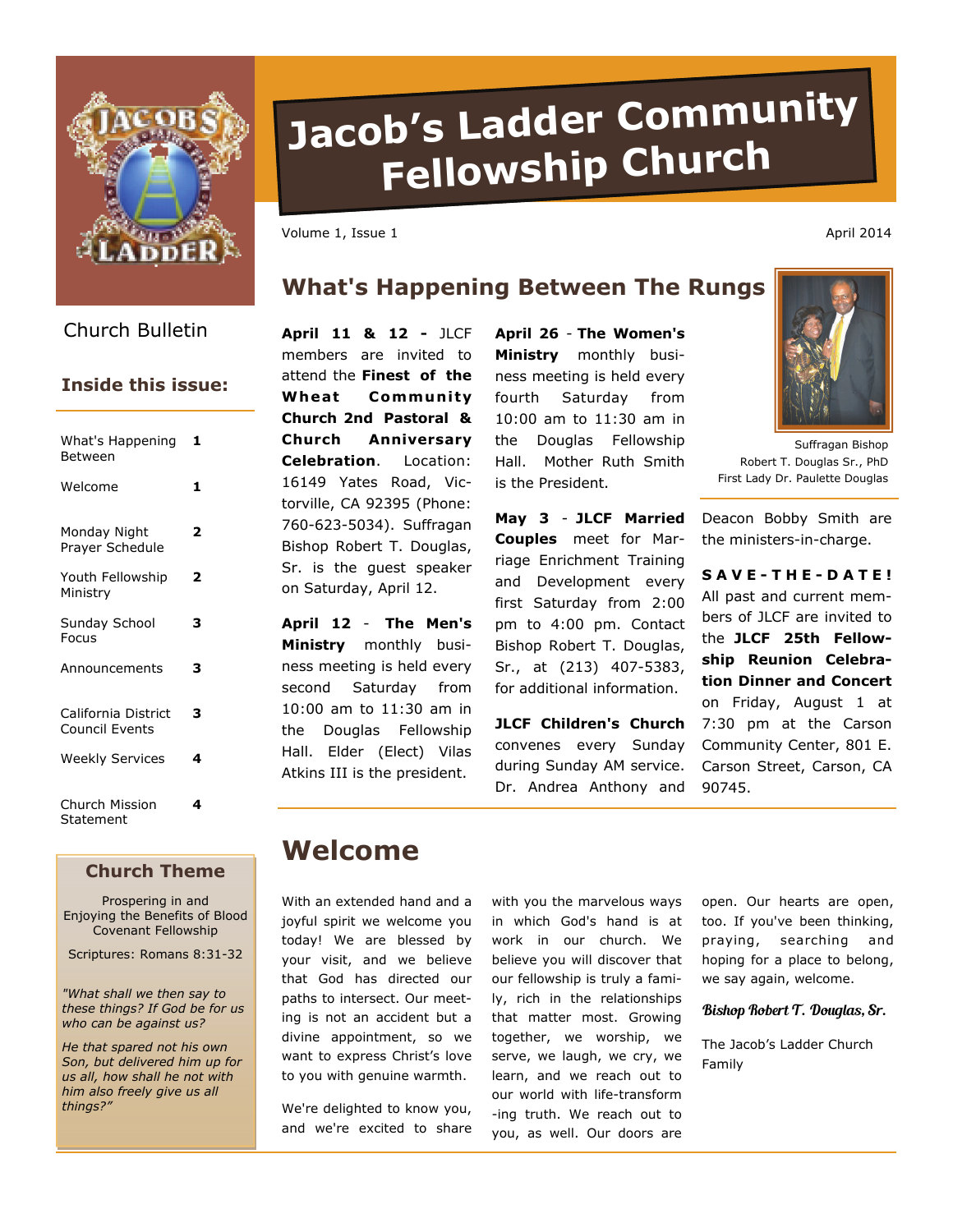# Jacob's Ladder Community Fellowship Church

Volume 1, Issue 1 — April 2014

Church Bulletin

## Inside this issue:

| | |
|---|---|
| What's Happening Between | 1 |
| Welcome | 1 |
| Monday Night Prayer Schedule | 2 |
| Youth Fellowship Ministry | 2 |
| Sunday School Focus | 3 |
| Announcements | 3 |
| California District Council Events | 3 |
| Weekly Services | 4 |
| Church Mission Statement | 4 |

### Church Theme

Prospering in and Enjoying the Benefits of Blood Covenant Fellowship

Scriptures: Romans 8:31-32

*"What shall we then say to these things? If God be for us who can be against us?*

*He that spared not his own Son, but delivered him up for us all, how shall he not with him also freely give us all things?"*

## What's Happening Between The Rungs

**April 11 & 12 -** JLCF members are invited to attend the **Finest of the Wheat Community Church 2nd Pastoral & Church Anniversary Celebration**. Location: 16149 Yates Road, Victorville, CA 92395 (Phone: 760-623-5034). Suffragan Bishop Robert T. Douglas, Sr. is the guest speaker on Saturday, April 12.

**April 12** - **The Men's Ministry** monthly business meeting is held every second Saturday from 10:00 am to 11:30 am in the Douglas Fellowship Hall. Elder (Elect) Vilas Atkins III is the president.

**April 26** - **The Women's Ministry** monthly business meeting is held every fourth Saturday from 10:00 am to 11:30 am in the Douglas Fellowship Hall. Mother Ruth Smith is the President.

**May 3** - **JLCF Married Couples** meet for Marriage Enrichment Training and Development every first Saturday from 2:00 pm to 4:00 pm. Contact Bishop Robert T. Douglas, Sr., at (213) 407-5383, for additional information.

**JLCF Children's Church** convenes every Sunday during Sunday AM service. Dr. Andrea Anthony and Deacon Bobby Smith are the ministers-in-charge.

Suffragan Bishop Robert T. Douglas Sr., PhD
First Lady Dr. Paulette Douglas

**S A V E - T H E - D A T E !** All past and current members of JLCF are invited to the **JLCF 25th Fellowship Reunion Celebration Dinner and Concert** on Friday, August 1 at 7:30 pm at the Carson Community Center, 801 E. Carson Street, Carson, CA 90745.

## Welcome

With an extended hand and a joyful spirit we welcome you today! We are blessed by your visit, and we believe that God has directed our paths to intersect. Our meeting is not an accident but a divine appointment, so we want to express Christ's love to you with genuine warmth.

We're delighted to know you, and we're excited to share with you the marvelous ways in which God's hand is at work in our church. We believe you will discover that our fellowship is truly a family, rich in the relationships that matter most. Growing together, we worship, we serve, we laugh, we cry, we learn, and we reach out to our world with life-transforming truth. We reach out to you, as well. Our doors are open. Our hearts are open, too. If you've been thinking, praying, searching and hoping for a place to belong, we say again, welcome.

*Bishop Robert T. Douglas, Sr.*

The Jacob's Ladder Church Family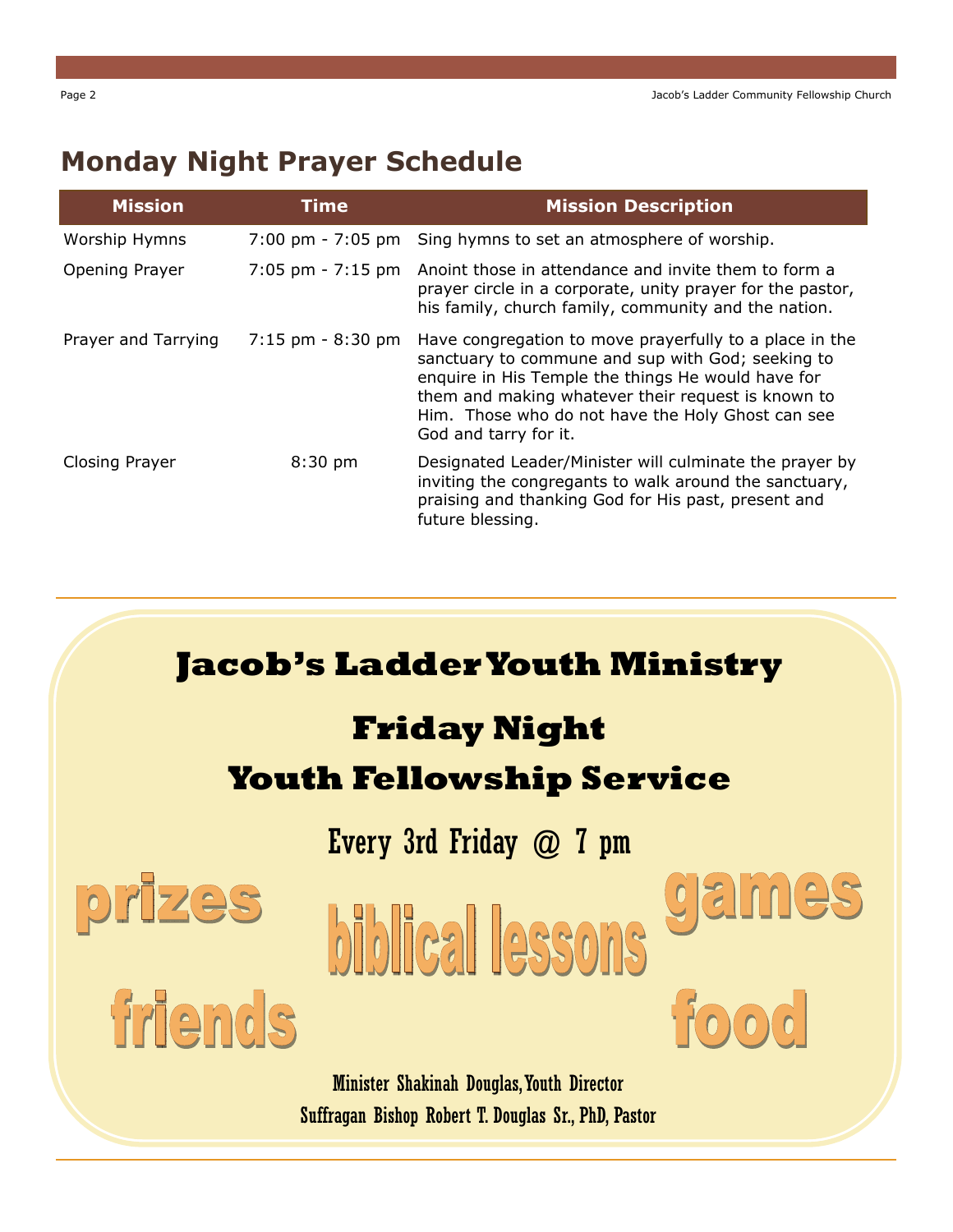## Monday Night Prayer Schedule

| Mission | Time | Mission Description |
|---|---|---|
| Worship Hymns | 7:00 pm - 7:05 pm | Sing hymns to set an atmosphere of worship. |
| Opening Prayer | 7:05 pm - 7:15 pm | Anoint those in attendance and invite them to form a prayer circle in a corporate, unity prayer for the pastor, his family, church family, community and the nation. |
| Prayer and Tarrying | 7:15 pm - 8:30 pm | Have congregation to move prayerfully to a place in the sanctuary to commune and sup with God; seeking to enquire in His Temple the things He would have for them and making whatever their request is known to Him. Those who do not have the Holy Ghost can see God and tarry for it. |
| Closing Prayer | 8:30 pm | Designated Leader/Minister will culminate the prayer by inviting the congregants to walk around the sanctuary, praising and thanking God for His past, present and future blessing. |

---

## Jacob's Ladder Youth Ministry

### Friday Night
### Youth Fellowship Service

Every 3rd Friday @ 7 pm

prizes

biblical lessons

games

friends

food

Minister Shakinah Douglas, Youth Director

Suffragan Bishop Robert T. Douglas Sr., PhD, Pastor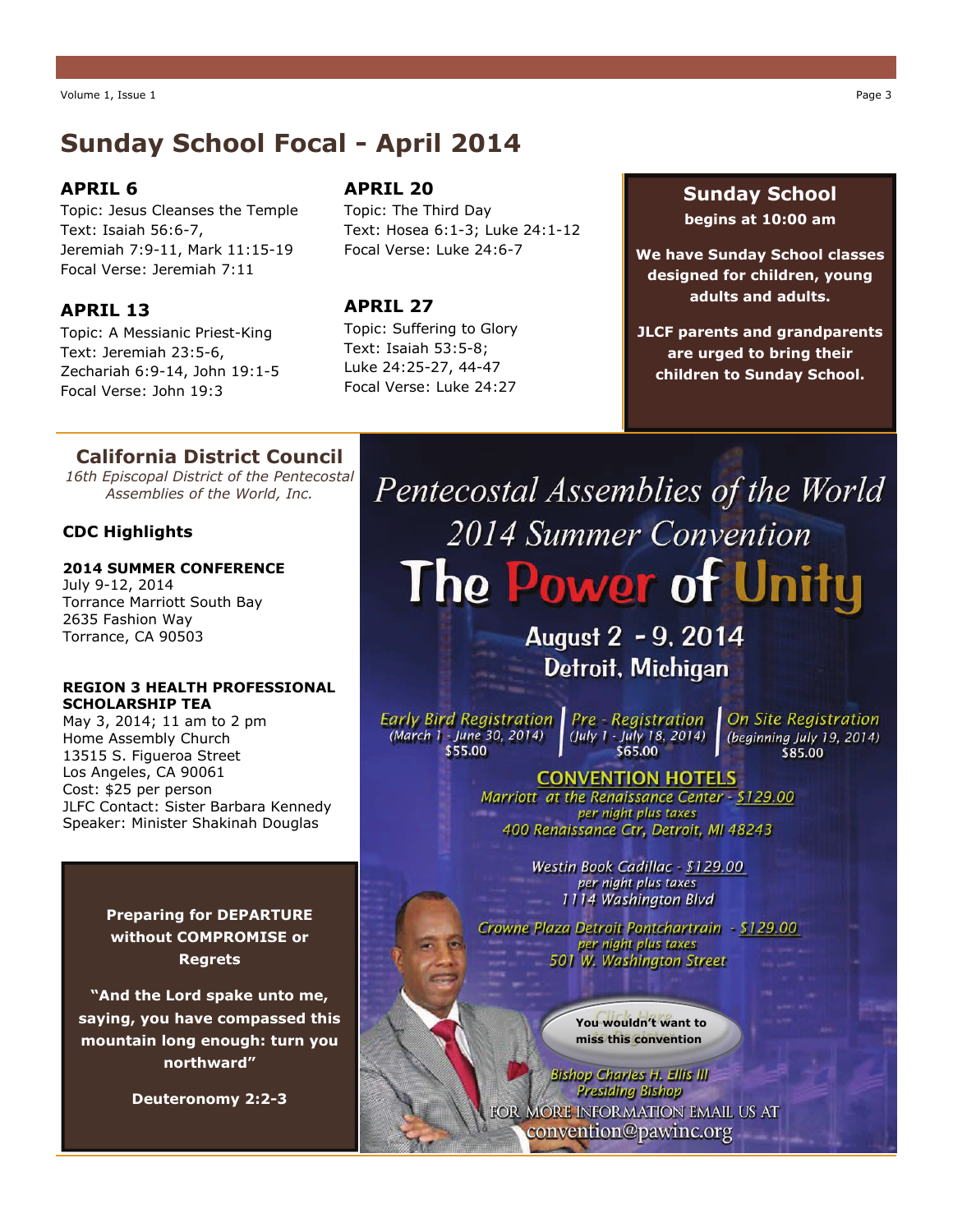# Sunday School Focal - April 2014

### APRIL 6

Topic: Jesus Cleanses the Temple
Text: Isaiah 56:6-7,
Jeremiah 7:9-11, Mark 11:15-19
Focal Verse: Jeremiah 7:11

### APRIL 13

Topic: A Messianic Priest-King
Text: Jeremiah 23:5-6,
Zechariah 6:9-14, John 19:1-5
Focal Verse: John 19:3

### APRIL 20

Topic: The Third Day
Text: Hosea 6:1-3; Luke 24:1-12
Focal Verse: Luke 24:6-7

### APRIL 27

Topic: Suffering to Glory
Text: Isaiah 53:5-8;
Luke 24:25-27, 44-47
Focal Verse: Luke 24:27

**Sunday School**
**begins at 10:00 am**

**We have Sunday School classes designed for children, young adults and adults.**

**JLCF parents and grandparents are urged to bring their children to Sunday School.**

## California District Council

*16th Episcopal District of the Pentecostal Assemblies of the World, Inc.*

### CDC Highlights

**2014 SUMMER CONFERENCE**
July 9-12, 2014
Torrance Marriott South Bay
2635 Fashion Way
Torrance, CA 90503

**REGION 3 HEALTH PROFESSIONAL SCHOLARSHIP TEA**
May 3, 2014; 11 am to 2 pm
Home Assembly Church
13515 S. Figueroa Street
Los Angeles, CA 90061
Cost: $25 per person
JLFC Contact: Sister Barbara Kennedy
Speaker: Minister Shakinah Douglas

**Preparing for DEPARTURE without COMPROMISE or Regrets**

**"And the Lord spake unto me, saying, you have compassed this mountain long enough: turn you northward"**

**Deuteronomy 2:2-3**

*Pentecostal Assemblies of the World*
*2014 Summer Convention*

## The Power of Unity

**August 2 - 9, 2014**
**Detroit, Michigan**

*Early Bird Registration* (March 1 - June 30, 2014) $55.00 | *Pre - Registration* (July 1 - July 18, 2014) $65.00 | *On Site Registration* (beginning July 19, 2014) $85.00

**CONVENTION HOTELS**

*Marriott at the Renaissance Center - $129.00 per night plus taxes*
*400 Renaissance Ctr, Detroit, MI 48243*

*Westin Book Cadillac - $129.00 per night plus taxes*
*1114 Washington Blvd*

*Crowne Plaza Detroit Pontchartrain - $129.00 per night plus taxes*
*501 W. Washington Street*

**You wouldn't want to miss this convention**

*Bishop Charles H. Ellis III*
*Presiding Bishop*

FOR MORE INFORMATION EMAIL US AT convention@pawinc.org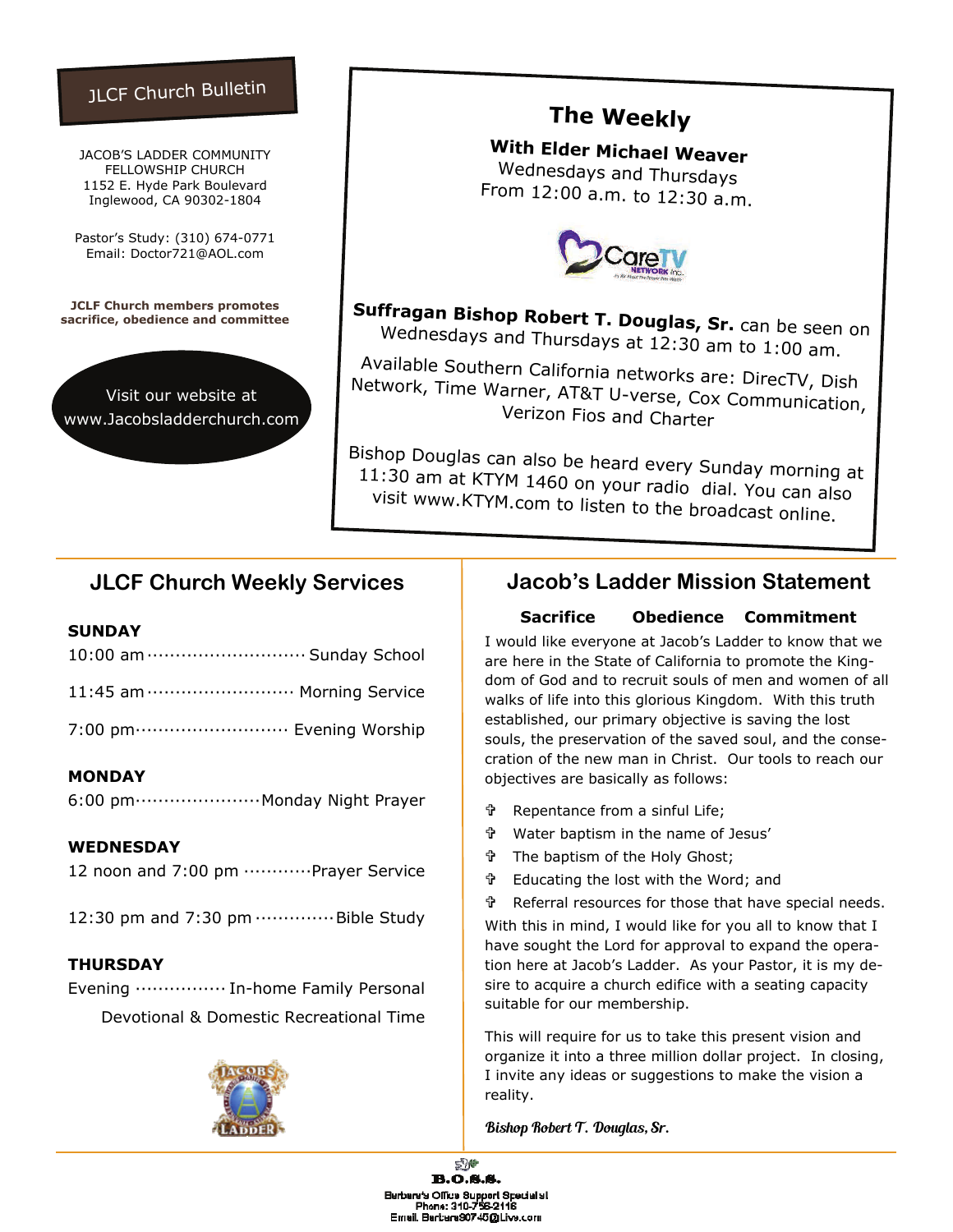JLCF Church Bulletin

JACOB'S LADDER COMMUNITY FELLOWSHIP CHURCH
1152 E. Hyde Park Boulevard
Inglewood, CA 90302-1804

Pastor's Study: (310) 674-0771
Email: Doctor721@AOL.com

**JCLF Church members promotes sacrifice, obedience and committee**

Visit our website at www.Jacobsladderchurch.com

## The Weekly

**With Elder Michael Weaver**
Wednesdays and Thursdays
From 12:00 a.m. to 12:30 a.m.

**Suffragan Bishop Robert T. Douglas, Sr.** can be seen on Wednesdays and Thursdays at 12:30 am to 1:00 am.

Available Southern California networks are: DirecTV, Dish Network, Time Warner, AT&T U-verse, Cox Communication, Verizon Fios and Charter

Bishop Douglas can also be heard every Sunday morning at 11:30 am at KTYM 1460 on your radio dial. You can also visit www.KTYM.com to listen to the broadcast online.

## JLCF Church Weekly Services

**SUNDAY**

10:00 am ............ Sunday School

11:45 am ............ Morning Service

7:00 pm ............ Evening Worship

**MONDAY**

6:00 pm ............ Monday Night Prayer

**WEDNESDAY**

12 noon and 7:00 pm ............ Prayer Service

12:30 pm and 7:30 pm ............ Bible Study

**THURSDAY**

Evening ............ In-home Family Personal Devotional & Domestic Recreational Time

## Jacob's Ladder Mission Statement

**Sacrifice Obedience Commitment**

I would like everyone at Jacob's Ladder to know that we are here in the State of California to promote the Kingdom of God and to recruit souls of men and women of all walks of life into this glorious Kingdom. With this truth established, our primary objective is saving the lost souls, the preservation of the saved soul, and the consecration of the new man in Christ. Our tools to reach our objectives are basically as follows:

- Repentance from a sinful Life;
- Water baptism in the name of Jesus'
- The baptism of the Holy Ghost;
- Educating the lost with the Word; and
- Referral resources for those that have special needs.

With this in mind, I would like for you all to know that I have sought the Lord for approval to expand the operation here at Jacob's Ladder. As your Pastor, it is my desire to acquire a church edifice with a seating capacity suitable for our membership.

This will require for us to take this present vision and organize it into a three million dollar project. In closing, I invite any ideas or suggestions to make the vision a reality.

*Bishop Robert T. Douglas, Sr.*

B.O.S.S.
Barbara's Office Support Specialist
Phone: 310-756-2116
Email: Barbara90745@Live.com